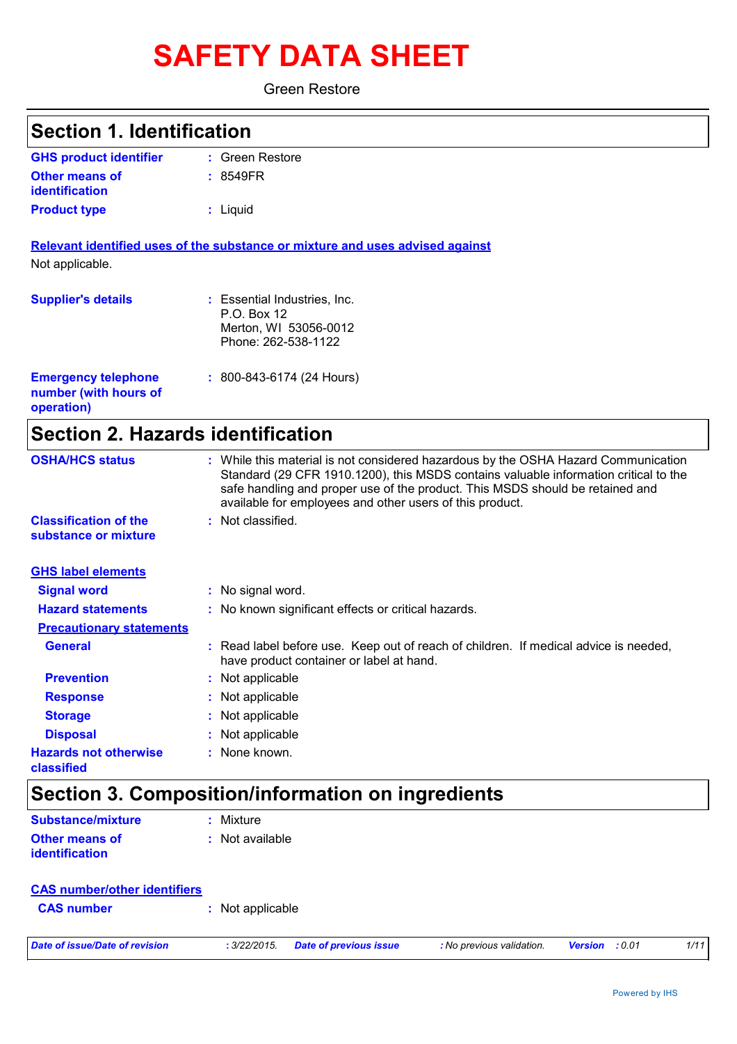# SAFETY DATA SHEET

Green Restore

## Section 1. Identification

| | | |
|---|---|---|
| **GHS product identifier** | : | Green Restore |
| **Other means of identification** | : | 8549FR |
| **Product type** | : | Liquid |

**Relevant identified uses of the substance or mixture and uses advised against**

Not applicable.

| | | |
|---|---|---|
| **Supplier's details** | : | Essential Industries, Inc.<br>P.O. Box 12<br>Merton, WI 53056-0012<br>Phone: 262-538-1122 |
| **Emergency telephone number (with hours of operation)** | : | 800-843-6174 (24 Hours) |

## Section 2. Hazards identification

| | | |
|---|---|---|
| **OSHA/HCS status** | : | While this material is not considered hazardous by the OSHA Hazard Communication Standard (29 CFR 1910.1200), this MSDS contains valuable information critical to the safe handling and proper use of the product. This MSDS should be retained and available for employees and other users of this product. |
| **Classification of the substance or mixture** | : | Not classified. |

**GHS label elements**

| | | |
|---|---|---|
| **Signal word** | : | No signal word. |
| **Hazard statements** | : | No known significant effects or critical hazards. |

**Precautionary statements**

| | | |
|---|---|---|
| **General** | : | Read label before use. Keep out of reach of children. If medical advice is needed, have product container or label at hand. |
| **Prevention** | : | Not applicable |
| **Response** | : | Not applicable |
| **Storage** | : | Not applicable |
| **Disposal** | : | Not applicable |
| **Hazards not otherwise classified** | : | None known. |

## Section 3. Composition/information on ingredients

| | | |
|---|---|---|
| **Substance/mixture** | : | Mixture |
| **Other means of identification** | : | Not available |

**CAS number/other identifiers**

| | | |
|---|---|---|
| **CAS number** | : | Not applicable |

*Date of issue/Date of revision* : 3/22/2015. *Date of previous issue* : No previous validation. *Version* : 0.01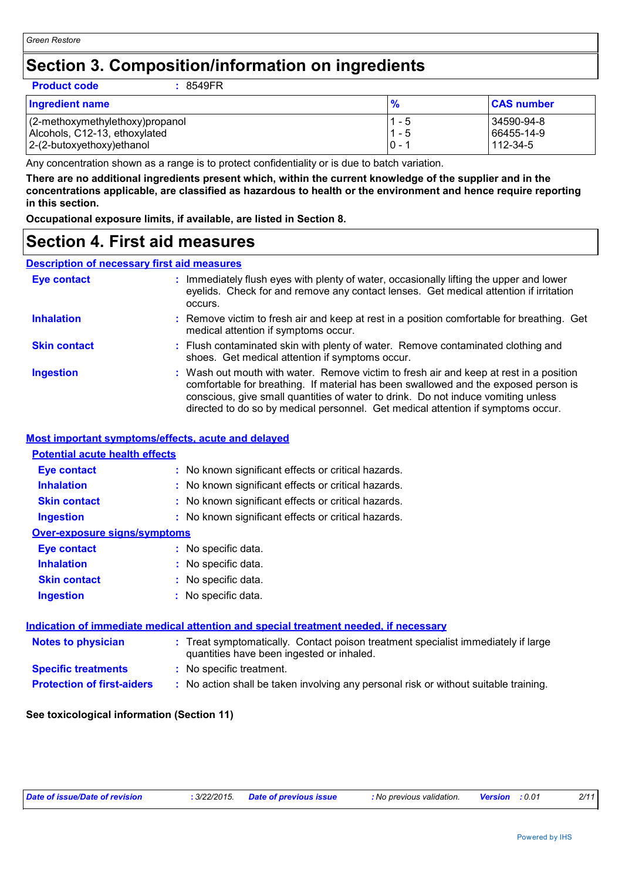# Section 3. Composition/information on ingredients

**Product code** : 8549FR

| Ingredient name | % | CAS number |
| --- | --- | --- |
| (2-methoxymethylethoxy)propanol | 1 - 5 | 34590-94-8 |
| Alcohols, C12-13, ethoxylated | 1 - 5 | 66455-14-9 |
| 2-(2-butoxyethoxy)ethanol | 0 - 1 | 112-34-5 |

Any concentration shown as a range is to protect confidentiality or is due to batch variation.

**There are no additional ingredients present which, within the current knowledge of the supplier and in the concentrations applicable, are classified as hazardous to health or the environment and hence require reporting in this section.**

**Occupational exposure limits, if available, are listed in Section 8.**

# Section 4. First aid measures

## Description of necessary first aid measures

**Eye contact** : Immediately flush eyes with plenty of water, occasionally lifting the upper and lower eyelids. Check for and remove any contact lenses. Get medical attention if irritation occurs.

**Inhalation** : Remove victim to fresh air and keep at rest in a position comfortable for breathing. Get medical attention if symptoms occur.

**Skin contact** : Flush contaminated skin with plenty of water. Remove contaminated clothing and shoes. Get medical attention if symptoms occur.

**Ingestion** : Wash out mouth with water. Remove victim to fresh air and keep at rest in a position comfortable for breathing. If material has been swallowed and the exposed person is conscious, give small quantities of water to drink. Do not induce vomiting unless directed to do so by medical personnel. Get medical attention if symptoms occur.

## Most important symptoms/effects, acute and delayed

### Potential acute health effects

**Eye contact** : No known significant effects or critical hazards.

**Inhalation** : No known significant effects or critical hazards.

**Skin contact** : No known significant effects or critical hazards.

**Ingestion** : No known significant effects or critical hazards.

### Over-exposure signs/symptoms

**Eye contact** : No specific data.

**Inhalation** : No specific data.

**Skin contact** : No specific data.

**Ingestion** : No specific data.

## Indication of immediate medical attention and special treatment needed, if necessary

**Notes to physician** : Treat symptomatically. Contact poison treatment specialist immediately if large quantities have been ingested or inhaled.

**Specific treatments** : No specific treatment.

**Protection of first-aiders** : No action shall be taken involving any personal risk or without suitable training.

**See toxicological information (Section 11)**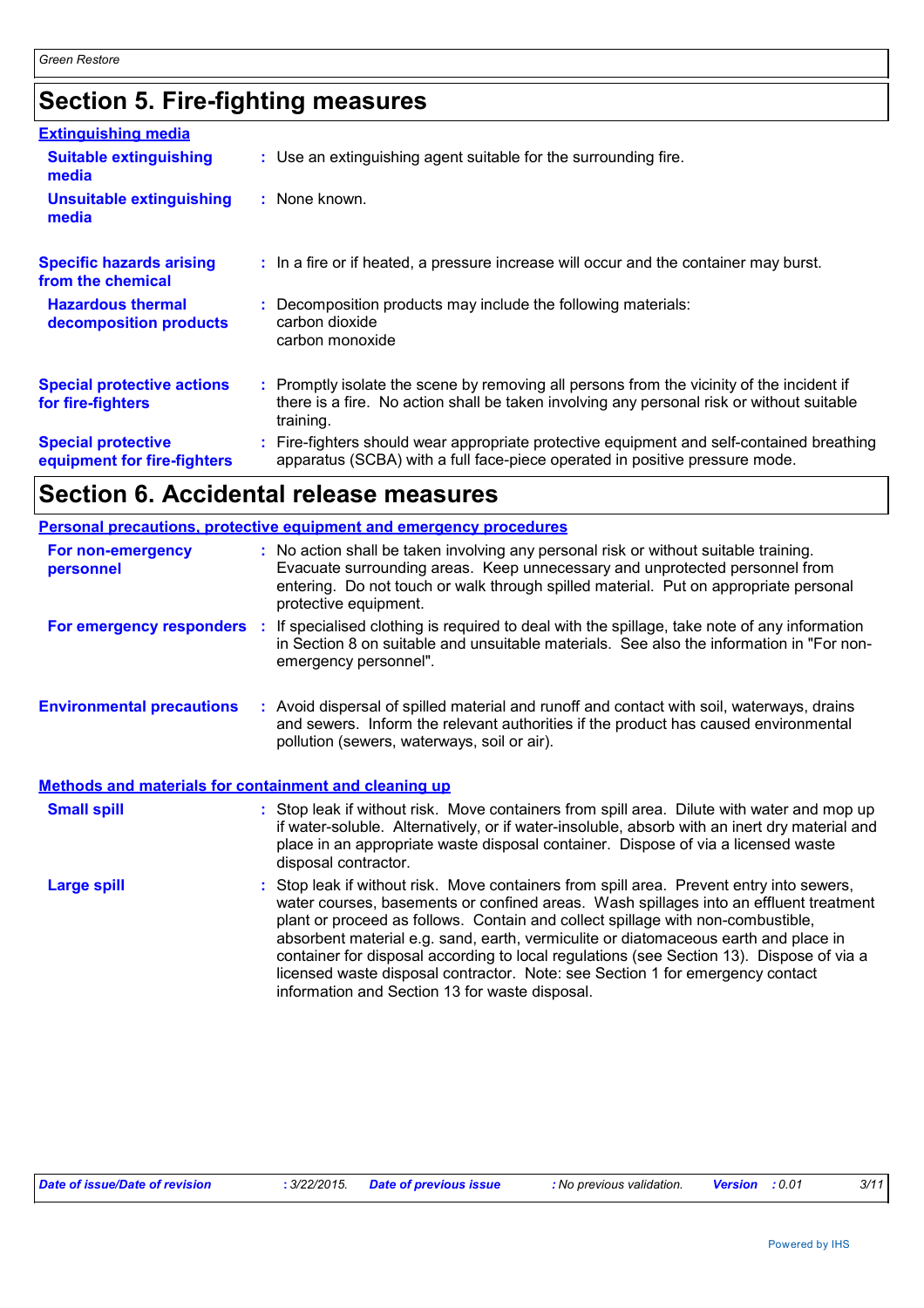## Section 5. Fire-fighting measures

### Extinguishing media

| | |
|---|---|
| **Suitable extinguishing media** | : Use an extinguishing agent suitable for the surrounding fire. |
| **Unsuitable extinguishing media** | : None known. |
| **Specific hazards arising from the chemical** | : In a fire or if heated, a pressure increase will occur and the container may burst. |
| **Hazardous thermal decomposition products** | : Decomposition products may include the following materials:<br>carbon dioxide<br>carbon monoxide |
| **Special protective actions for fire-fighters** | : Promptly isolate the scene by removing all persons from the vicinity of the incident if there is a fire. No action shall be taken involving any personal risk or without suitable training. |
| **Special protective equipment for fire-fighters** | : Fire-fighters should wear appropriate protective equipment and self-contained breathing apparatus (SCBA) with a full face-piece operated in positive pressure mode. |

## Section 6. Accidental release measures

### Personal precautions, protective equipment and emergency procedures

| | |
|---|---|
| **For non-emergency personnel** | : No action shall be taken involving any personal risk or without suitable training. Evacuate surrounding areas. Keep unnecessary and unprotected personnel from entering. Do not touch or walk through spilled material. Put on appropriate personal protective equipment. |
| **For emergency responders** | : If specialised clothing is required to deal with the spillage, take note of any information in Section 8 on suitable and unsuitable materials. See also the information in "For non-emergency personnel". |
| **Environmental precautions** | : Avoid dispersal of spilled material and runoff and contact with soil, waterways, drains and sewers. Inform the relevant authorities if the product has caused environmental pollution (sewers, waterways, soil or air). |

### Methods and materials for containment and cleaning up

| | |
|---|---|
| **Small spill** | : Stop leak if without risk. Move containers from spill area. Dilute with water and mop up if water-soluble. Alternatively, or if water-insoluble, absorb with an inert dry material and place in an appropriate waste disposal container. Dispose of via a licensed waste disposal contractor. |
| **Large spill** | : Stop leak if without risk. Move containers from spill area. Prevent entry into sewers, water courses, basements or confined areas. Wash spillages into an effluent treatment plant or proceed as follows. Contain and collect spillage with non-combustible, absorbent material e.g. sand, earth, vermiculite or diatomaceous earth and place in container for disposal according to local regulations (see Section 13). Dispose of via a licensed waste disposal contractor. Note: see Section 1 for emergency contact information and Section 13 for waste disposal. |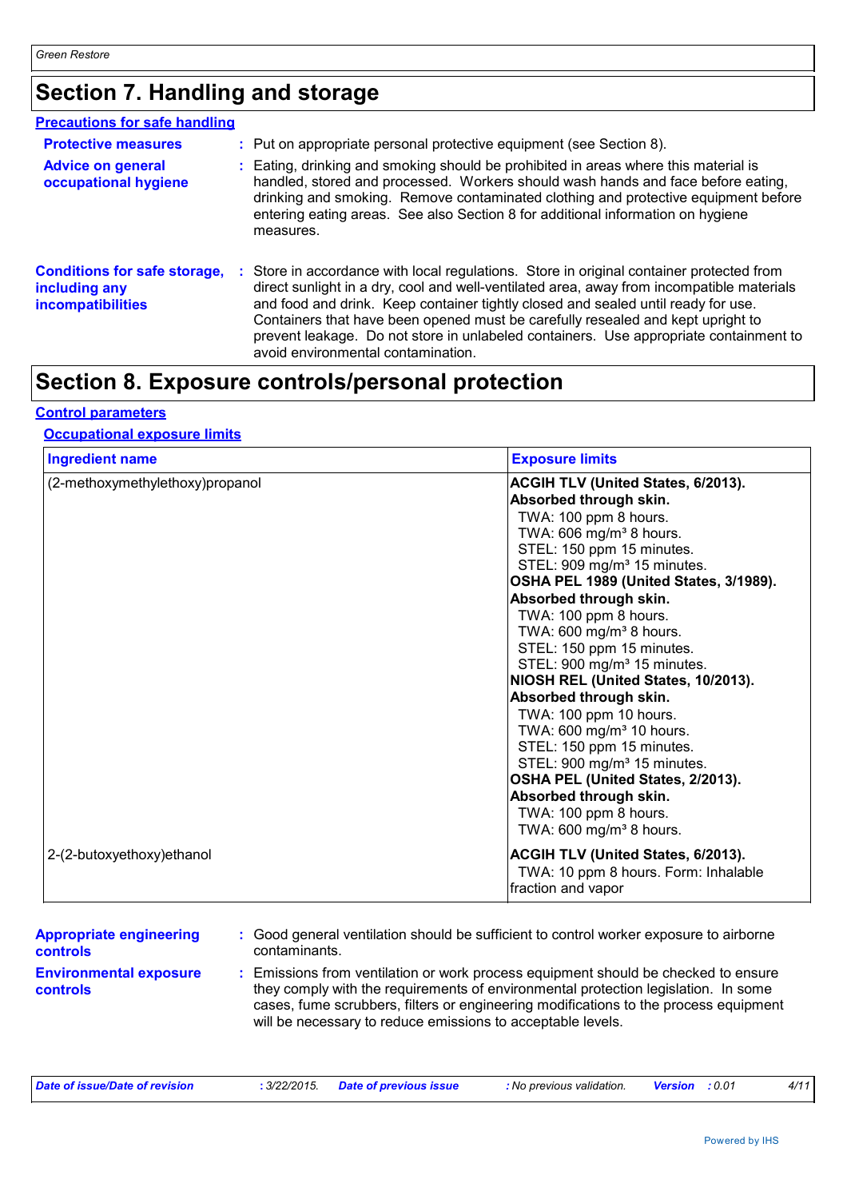## Section 7. Handling and storage

### Precautions for safe handling

**Protective measures** : Put on appropriate personal protective equipment (see Section 8).

**Advice on general occupational hygiene** : Eating, drinking and smoking should be prohibited in areas where this material is handled, stored and processed. Workers should wash hands and face before eating, drinking and smoking. Remove contaminated clothing and protective equipment before entering eating areas. See also Section 8 for additional information on hygiene measures.

**Conditions for safe storage, including any incompatibilities** : Store in accordance with local regulations. Store in original container protected from direct sunlight in a dry, cool and well-ventilated area, away from incompatible materials and food and drink. Keep container tightly closed and sealed until ready for use. Containers that have been opened must be carefully resealed and kept upright to prevent leakage. Do not store in unlabeled containers. Use appropriate containment to avoid environmental contamination.

## Section 8. Exposure controls/personal protection

### Control parameters

#### Occupational exposure limits

| Ingredient name | Exposure limits |
| --- | --- |
| (2-methoxymethylethoxy)propanol | **ACGIH TLV (United States, 6/2013). Absorbed through skin.**<br>TWA: 100 ppm 8 hours.<br>TWA: 606 mg/m³ 8 hours.<br>STEL: 150 ppm 15 minutes.<br>STEL: 909 mg/m³ 15 minutes.<br>**OSHA PEL 1989 (United States, 3/1989). Absorbed through skin.**<br>TWA: 100 ppm 8 hours.<br>TWA: 600 mg/m³ 8 hours.<br>STEL: 150 ppm 15 minutes.<br>STEL: 900 mg/m³ 15 minutes.<br>**NIOSH REL (United States, 10/2013). Absorbed through skin.**<br>TWA: 100 ppm 10 hours.<br>TWA: 600 mg/m³ 10 hours.<br>STEL: 150 ppm 15 minutes.<br>STEL: 900 mg/m³ 15 minutes.<br>**OSHA PEL (United States, 2/2013). Absorbed through skin.**<br>TWA: 100 ppm 8 hours.<br>TWA: 600 mg/m³ 8 hours. |
| 2-(2-butoxyethoxy)ethanol | **ACGIH TLV (United States, 6/2013).**<br>TWA: 10 ppm 8 hours. Form: Inhalable fraction and vapor |

**Appropriate engineering controls** : Good general ventilation should be sufficient to control worker exposure to airborne contaminants.

**Environmental exposure controls** : Emissions from ventilation or work process equipment should be checked to ensure they comply with the requirements of environmental protection legislation. In some cases, fume scrubbers, filters or engineering modifications to the process equipment will be necessary to reduce emissions to acceptable levels.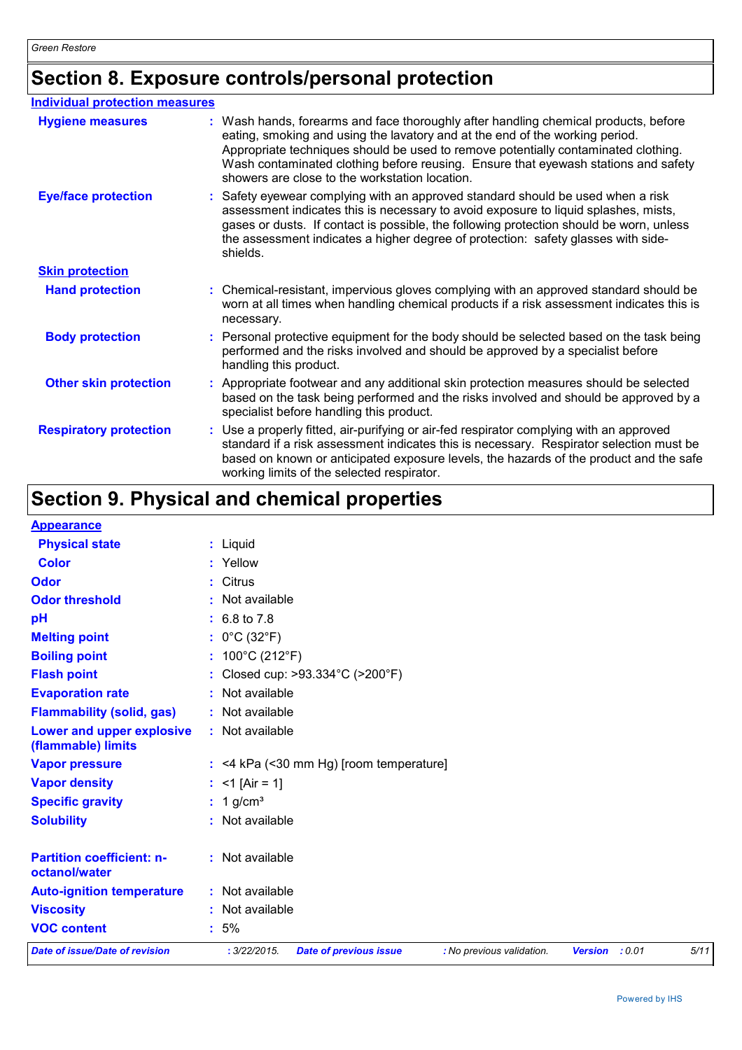# Section 8. Exposure controls/personal protection

### Individual protection measures

| | |
|---|---|
| **Hygiene measures** | Wash hands, forearms and face thoroughly after handling chemical products, before eating, smoking and using the lavatory and at the end of the working period. Appropriate techniques should be used to remove potentially contaminated clothing. Wash contaminated clothing before reusing. Ensure that eyewash stations and safety showers are close to the workstation location. |
| **Eye/face protection** | Safety eyewear complying with an approved standard should be used when a risk assessment indicates this is necessary to avoid exposure to liquid splashes, mists, gases or dusts. If contact is possible, the following protection should be worn, unless the assessment indicates a higher degree of protection: safety glasses with side-shields. |
| **Skin protection** | |
| **Hand protection** | Chemical-resistant, impervious gloves complying with an approved standard should be worn at all times when handling chemical products if a risk assessment indicates this is necessary. |
| **Body protection** | Personal protective equipment for the body should be selected based on the task being performed and the risks involved and should be approved by a specialist before handling this product. |
| **Other skin protection** | Appropriate footwear and any additional skin protection measures should be selected based on the task being performed and the risks involved and should be approved by a specialist before handling this product. |
| **Respiratory protection** | Use a properly fitted, air-purifying or air-fed respirator complying with an approved standard if a risk assessment indicates this is necessary. Respirator selection must be based on known or anticipated exposure levels, the hazards of the product and the safe working limits of the selected respirator. |

# Section 9. Physical and chemical properties

| | |
|---|---|
| **Appearance** | |
| **Physical state** | Liquid |
| **Color** | Yellow |
| **Odor** | Citrus |
| **Odor threshold** | Not available |
| **pH** | 6.8 to 7.8 |
| **Melting point** | 0°C (32°F) |
| **Boiling point** | 100°C (212°F) |
| **Flash point** | Closed cup: >93.334°C (>200°F) |
| **Evaporation rate** | Not available |
| **Flammability (solid, gas)** | Not available |
| **Lower and upper explosive (flammable) limits** | Not available |
| **Vapor pressure** | <4 kPa (<30 mm Hg) [room temperature] |
| **Vapor density** | <1 [Air = 1] |
| **Specific gravity** | 1 g/cm³ |
| **Solubility** | Not available |
| **Partition coefficient: n-octanol/water** | Not available |
| **Auto-ignition temperature** | Not available |
| **Viscosity** | Not available |
| **VOC content** | 5% |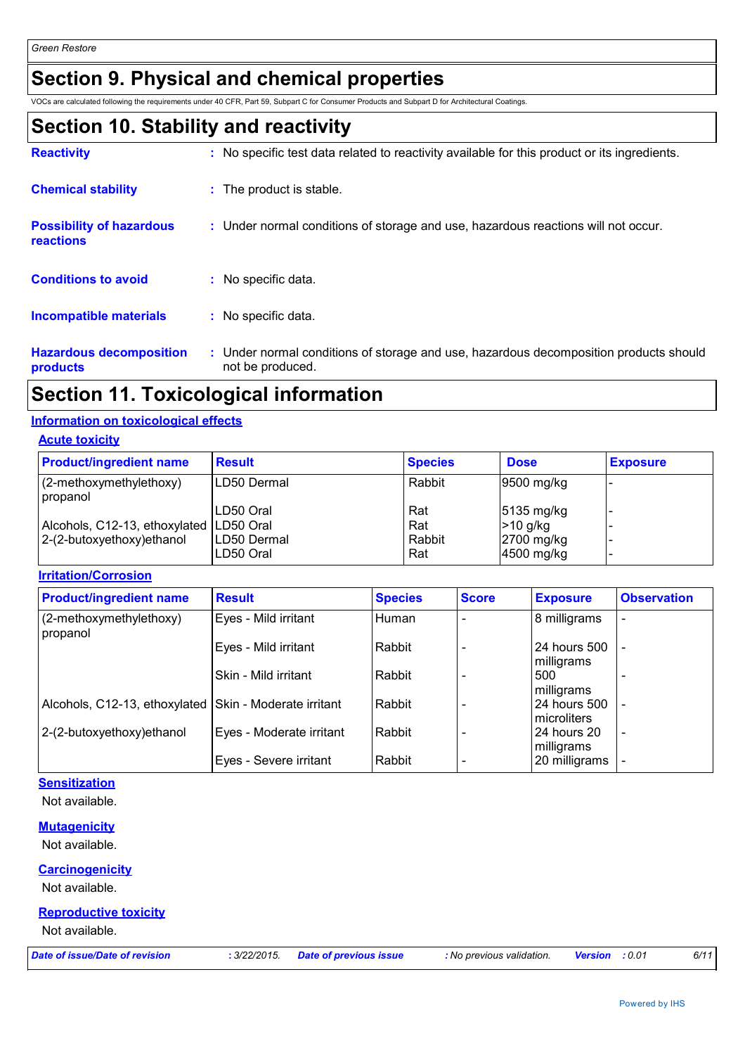## Section 9. Physical and chemical properties

VOCs are calculated following the requirements under 40 CFR, Part 59, Subpart C for Consumer Products and Subpart D for Architectural Coatings.

## Section 10. Stability and reactivity

**Reactivity** : No specific test data related to reactivity available for this product or its ingredients.

**Chemical stability** : The product is stable.

**Possibility of hazardous reactions** : Under normal conditions of storage and use, hazardous reactions will not occur.

**Conditions to avoid** : No specific data.

**Incompatible materials** : No specific data.

**Hazardous decomposition products** : Under normal conditions of storage and use, hazardous decomposition products should not be produced.

## Section 11. Toxicological information

### Information on toxicological effects

#### Acute toxicity

| Product/ingredient name | Result | Species | Dose | Exposure |
|---|---|---|---|---|
| (2-methoxymethylethoxy) propanol | LD50 Dermal | Rabbit | 9500 mg/kg | - |
| | LD50 Oral | Rat | 5135 mg/kg | - |
| Alcohols, C12-13, ethoxylated | LD50 Oral | Rat | >10 g/kg | - |
| 2-(2-butoxyethoxy)ethanol | LD50 Dermal | Rabbit | 2700 mg/kg | - |
| | LD50 Oral | Rat | 4500 mg/kg | - |

#### Irritation/Corrosion

| Product/ingredient name | Result | Species | Score | Exposure | Observation |
|---|---|---|---|---|---|
| (2-methoxymethylethoxy) propanol | Eyes - Mild irritant | Human | - | 8 milligrams | - |
| | Eyes - Mild irritant | Rabbit | - | 24 hours 500 milligrams | - |
| | Skin - Mild irritant | Rabbit | - | 500 milligrams | - |
| Alcohols, C12-13, ethoxylated | Skin - Moderate irritant | Rabbit | - | 24 hours 500 microliters | - |
| 2-(2-butoxyethoxy)ethanol | Eyes - Moderate irritant | Rabbit | - | 24 hours 20 milligrams | - |
| | Eyes - Severe irritant | Rabbit | - | 20 milligrams | - |

#### Sensitization

Not available.

#### Mutagenicity

Not available.

#### Carcinogenicity

Not available.

#### Reproductive toxicity

Not available.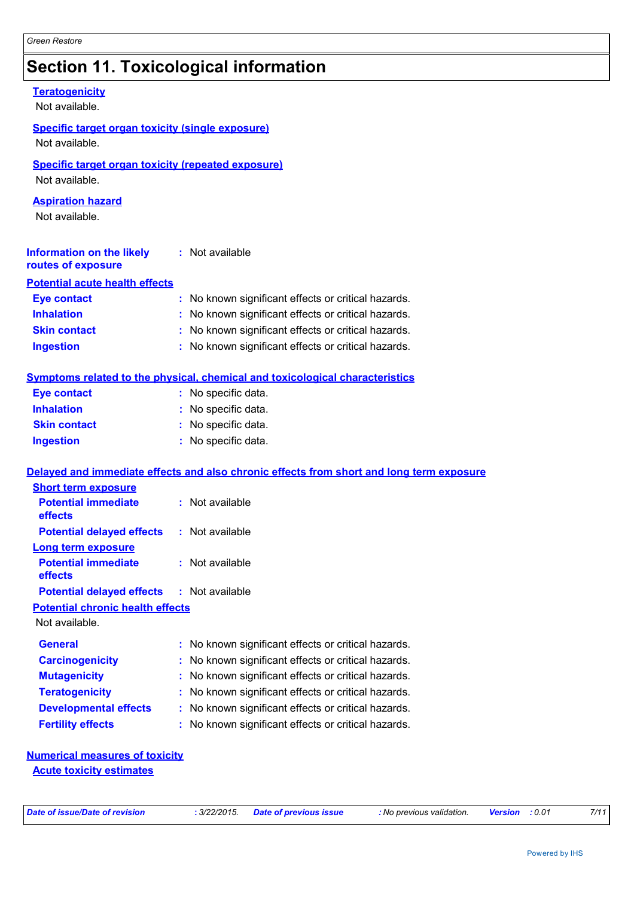# Section 11. Toxicological information

**Teratogenicity**

Not available.

**Specific target organ toxicity (single exposure)**

Not available.

**Specific target organ toxicity (repeated exposure)**

Not available.

**Aspiration hazard**

Not available.

**Information on the likely routes of exposure** : Not available

**Potential acute health effects**

**Eye contact** : No known significant effects or critical hazards.
**Inhalation** : No known significant effects or critical hazards.
**Skin contact** : No known significant effects or critical hazards.
**Ingestion** : No known significant effects or critical hazards.

**Symptoms related to the physical, chemical and toxicological characteristics**

**Eye contact** : No specific data.
**Inhalation** : No specific data.
**Skin contact** : No specific data.
**Ingestion** : No specific data.

**Delayed and immediate effects and also chronic effects from short and long term exposure**

**Short term exposure**

**Potential immediate effects** : Not available
**Potential delayed effects** : Not available

**Long term exposure**

**Potential immediate effects** : Not available
**Potential delayed effects** : Not available

**Potential chronic health effects**

Not available.

**General** : No known significant effects or critical hazards.
**Carcinogenicity** : No known significant effects or critical hazards.
**Mutagenicity** : No known significant effects or critical hazards.
**Teratogenicity** : No known significant effects or critical hazards.
**Developmental effects** : No known significant effects or critical hazards.
**Fertility effects** : No known significant effects or critical hazards.

**Numerical measures of toxicity**

**Acute toxicity estimates**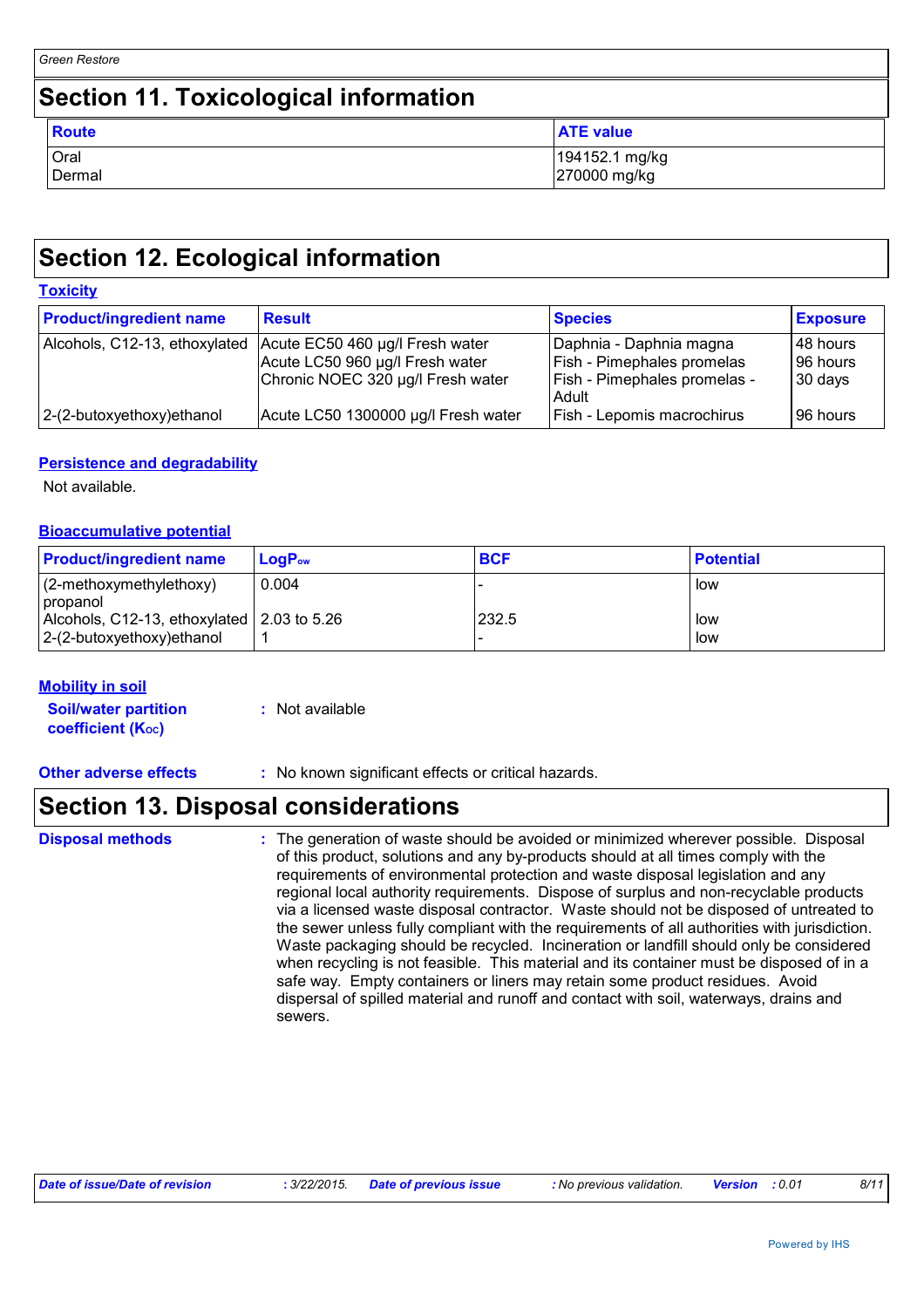## Section 11. Toxicological information

| Route | ATE value |
|---|---|
| Oral | 194152.1 mg/kg |
| Dermal | 270000 mg/kg |

## Section 12. Ecological information

### Toxicity

| Product/ingredient name | Result | Species | Exposure |
|---|---|---|---|
| Alcohols, C12-13, ethoxylated | Acute EC50 460 µg/l Fresh water | Daphnia - Daphnia magna | 48 hours |
| | Acute LC50 960 µg/l Fresh water | Fish - Pimephales promelas | 96 hours |
| | Chronic NOEC 320 µg/l Fresh water | Fish - Pimephales promelas - Adult | 30 days |
| 2-(2-butoxyethoxy)ethanol | Acute LC50 1300000 µg/l Fresh water | Fish - Lepomis macrochirus | 96 hours |

### Persistence and degradability

Not available.

### Bioaccumulative potential

| Product/ingredient name | $LogP_{ow}$ | BCF | Potential |
|---|---|---|---|
| (2-methoxymethylethoxy) propanol | 0.004 | - | low |
| Alcohols, C12-13, ethoxylated | 2.03 to 5.26 | 232.5 | low |
| 2-(2-butoxyethoxy)ethanol | 1 | - | low |

### Mobility in soil

**Soil/water partition coefficient ($K_{OC}$)** : Not available

**Other adverse effects** : No known significant effects or critical hazards.

## Section 13. Disposal considerations

**Disposal methods** : The generation of waste should be avoided or minimized wherever possible. Disposal of this product, solutions and any by-products should at all times comply with the requirements of environmental protection and waste disposal legislation and any regional local authority requirements. Dispose of surplus and non-recyclable products via a licensed waste disposal contractor. Waste should not be disposed of untreated to the sewer unless fully compliant with the requirements of all authorities with jurisdiction. Waste packaging should be recycled. Incineration or landfill should only be considered when recycling is not feasible. This material and its container must be disposed of in a safe way. Empty containers or liners may retain some product residues. Avoid dispersal of spilled material and runoff and contact with soil, waterways, drains and sewers.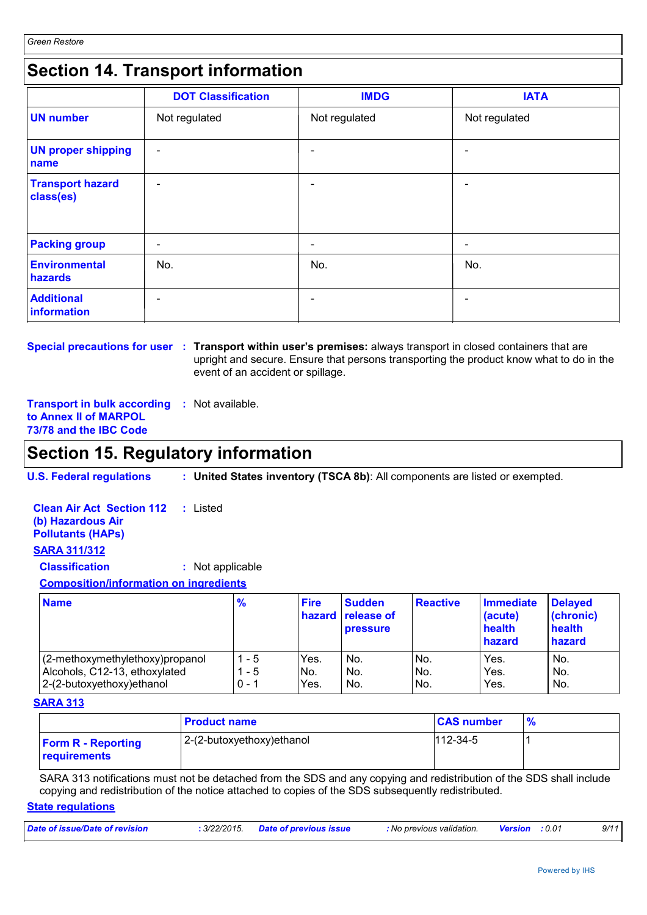## Section 14. Transport information

| | DOT Classification | IMDG | IATA |
|---|---|---|---|
| **UN number** | Not regulated | Not regulated | Not regulated |
| **UN proper shipping name** | - | - | - |
| **Transport hazard class(es)** | - | - | - |
| **Packing group** | - | - | - |
| **Environmental hazards** | No. | No. | No. |
| **Additional information** | - | - | - |

**Special precautions for user** : **Transport within user's premises:** always transport in closed containers that are upright and secure. Ensure that persons transporting the product know what to do in the event of an accident or spillage.

**Transport in bulk according to Annex II of MARPOL 73/78 and the IBC Code** : Not available.

## Section 15. Regulatory information

**U.S. Federal regulations** : **United States inventory (TSCA 8b)**: All components are listed or exempted.

**Clean Air Act Section 112 (b) Hazardous Air Pollutants (HAPs)** : Listed

**SARA 311/312**

**Classification** : Not applicable

**Composition/information on ingredients**

| Name | % | Fire hazard | Sudden release of pressure | Reactive | Immediate (acute) health hazard | Delayed (chronic) health hazard |
|---|---|---|---|---|---|---|
| (2-methoxymethylethoxy)propanol | 1 - 5 | Yes. | No. | No. | Yes. | No. |
| Alcohols, C12-13, ethoxylated | 1 - 5 | No. | No. | No. | Yes. | No. |
| 2-(2-butoxyethoxy)ethanol | 0 - 1 | Yes. | No. | No. | Yes. | No. |

**SARA 313**

| | Product name | CAS number | % |
|---|---|---|---|
| **Form R - Reporting requirements** | 2-(2-butoxyethoxy)ethanol | 112-34-5 | 1 |

SARA 313 notifications must not be detached from the SDS and any copying and redistribution of the SDS shall include copying and redistribution of the notice attached to copies of the SDS subsequently redistributed.

**State regulations**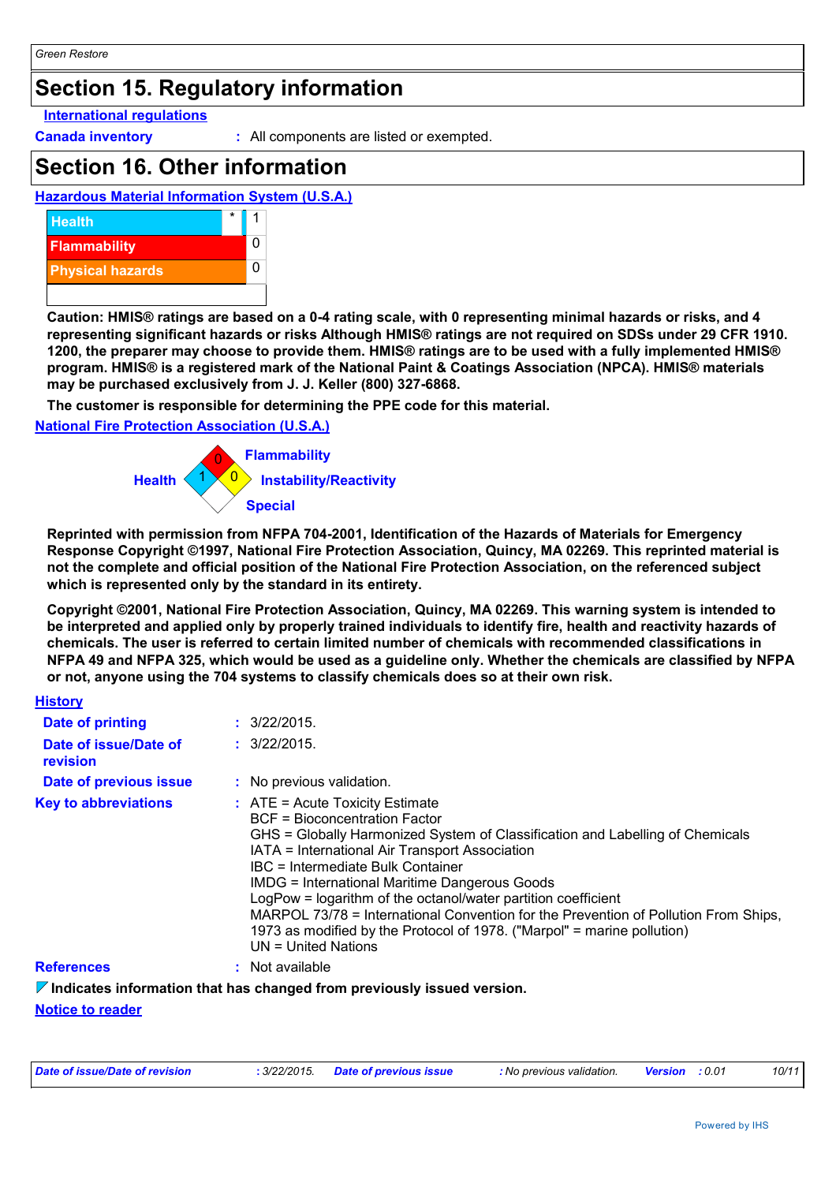## Section 15. Regulatory information

**International regulations**

**Canada inventory** : All components are listed or exempted.

## Section 16. Other information

**Hazardous Material Information System (U.S.A.)**

| | | |
|---|---|---|
| Health | * | 1 |
| Flammability | | 0 |
| Physical hazards | | 0 |
| | | |

**Caution: HMIS® ratings are based on a 0-4 rating scale, with 0 representing minimal hazards or risks, and 4 representing significant hazards or risks Although HMIS® ratings are not required on SDSs under 29 CFR 1910. 1200, the preparer may choose to provide them. HMIS® ratings are to be used with a fully implemented HMIS® program. HMIS® is a registered mark of the National Paint & Coatings Association (NPCA). HMIS® materials may be purchased exclusively from J. J. Keller (800) 327-6868.**

**The customer is responsible for determining the PPE code for this material.**

**National Fire Protection Association (U.S.A.)**

- Flammability: 0
- Health: 1
- Instability/Reactivity: 0
- Special:

**Reprinted with permission from NFPA 704-2001, Identification of the Hazards of Materials for Emergency Response Copyright ©1997, National Fire Protection Association, Quincy, MA 02269. This reprinted material is not the complete and official position of the National Fire Protection Association, on the referenced subject which is represented only by the standard in its entirety.**

**Copyright ©2001, National Fire Protection Association, Quincy, MA 02269. This warning system is intended to be interpreted and applied only by properly trained individuals to identify fire, health and reactivity hazards of chemicals. The user is referred to certain limited number of chemicals with recommended classifications in NFPA 49 and NFPA 325, which would be used as a guideline only. Whether the chemicals are classified by NFPA or not, anyone using the 704 systems to classify chemicals does so at their own risk.**

**History**

**Date of printing** : 3/22/2015.

**Date of issue/Date of revision** : 3/22/2015.

**Date of previous issue** : No previous validation.

**Key to abbreviations** : ATE = Acute Toxicity Estimate
BCF = Bioconcentration Factor
GHS = Globally Harmonized System of Classification and Labelling of Chemicals
IATA = International Air Transport Association
IBC = Intermediate Bulk Container
IMDG = International Maritime Dangerous Goods
LogPow = logarithm of the octanol/water partition coefficient
MARPOL 73/78 = International Convention for the Prevention of Pollution From Ships, 1973 as modified by the Protocol of 1978. ("Marpol" = marine pollution)
UN = United Nations

**References** : Not available

**Indicates information that has changed from previously issued version.**

**Notice to reader**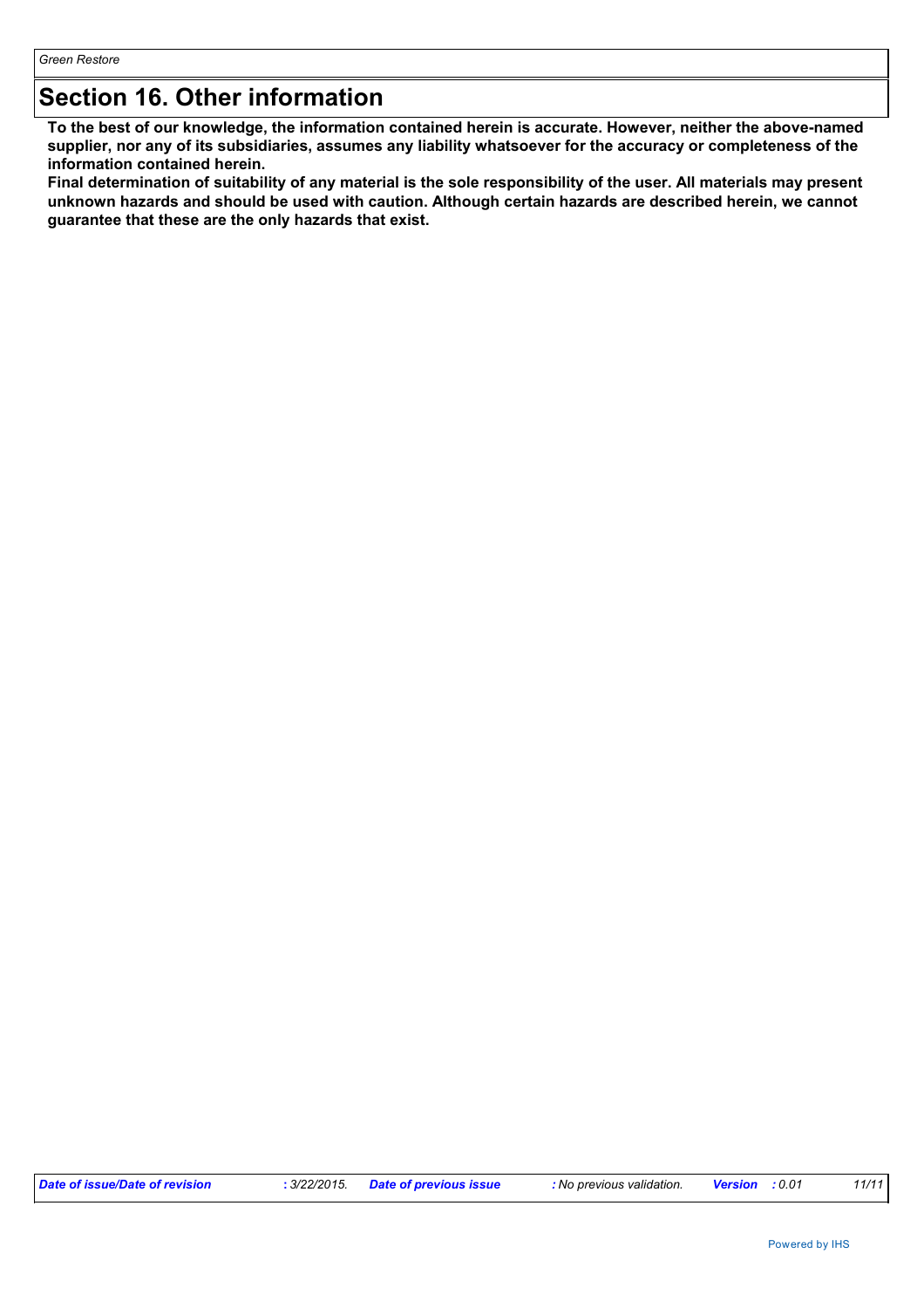## Section 16. Other information

**To the best of our knowledge, the information contained herein is accurate. However, neither the above-named supplier, nor any of its subsidiaries, assumes any liability whatsoever for the accuracy or completeness of the information contained herein.**

**Final determination of suitability of any material is the sole responsibility of the user. All materials may present unknown hazards and should be used with caution. Although certain hazards are described herein, we cannot guarantee that these are the only hazards that exist.**